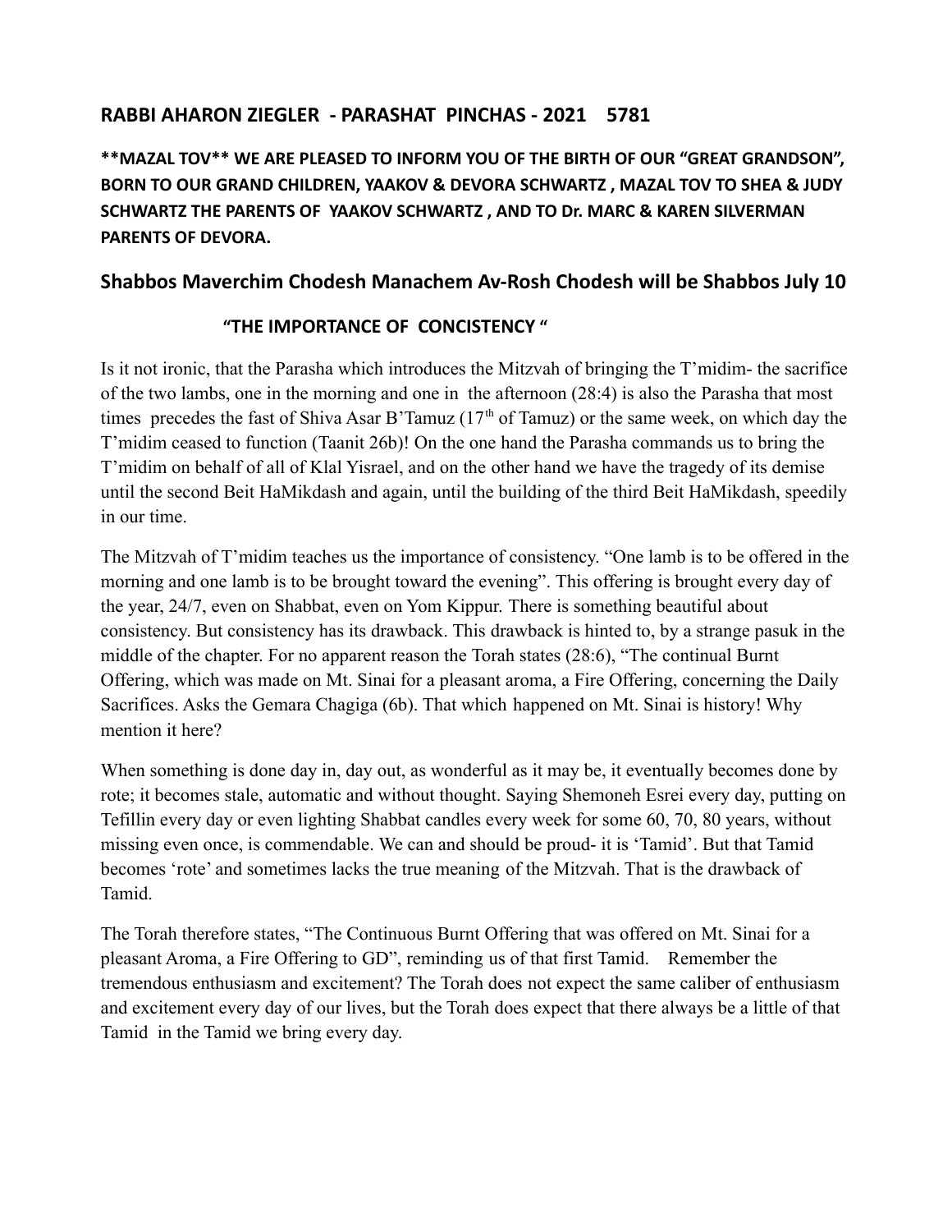## RABBI AHARON ZIEGLER - PARASHAT PINCHAS - 2021 5781

**\*\*MAZAL TOV\*\* WE ARE PLEASED TO INFORM YOU OF THE BIRTH OF OUR "GREAT GRANDSON", BORN TO OUR GRAND CHILDREN, YAAKOV & DEVORA SCHWARTZ , MAZAL TOV TO SHEA & JUDY SCHWARTZ THE PARENTS OF YAAKOV SCHWARTZ , AND TO Dr. MARC & KAREN SILVERMAN PARENTS OF DEVORA.**

### Shabbos Maverchim Chodesh Manachem Av-Rosh Chodesh will be Shabbos July 10

**"THE IMPORTANCE OF CONCISTENCY "**

Is it not ironic, that the Parasha which introduces the Mitzvah of bringing the T'midim- the sacrifice of the two lambs, one in the morning and one in the afternoon (28:4) is also the Parasha that most times precedes the fast of Shiva Asar B'Tamuz (17th of Tamuz) or the same week, on which day the T'midim ceased to function (Taanit 26b)! On the one hand the Parasha commands us to bring the T'midim on behalf of all of Klal Yisrael, and on the other hand we have the tragedy of its demise until the second Beit HaMikdash and again, until the building of the third Beit HaMikdash, speedily in our time.

The Mitzvah of T'midim teaches us the importance of consistency. "One lamb is to be offered in the morning and one lamb is to be brought toward the evening". This offering is brought every day of the year, 24/7, even on Shabbat, even on Yom Kippur. There is something beautiful about consistency. But consistency has its drawback. This drawback is hinted to, by a strange pasuk in the middle of the chapter. For no apparent reason the Torah states (28:6), "The continual Burnt Offering, which was made on Mt. Sinai for a pleasant aroma, a Fire Offering, concerning the Daily Sacrifices. Asks the Gemara Chagiga (6b). That which happened on Mt. Sinai is history! Why mention it here?

When something is done day in, day out, as wonderful as it may be, it eventually becomes done by rote; it becomes stale, automatic and without thought. Saying Shemoneh Esrei every day, putting on Tefillin every day or even lighting Shabbat candles every week for some 60, 70, 80 years, without missing even once, is commendable. We can and should be proud- it is 'Tamid'. But that Tamid becomes 'rote' and sometimes lacks the true meaning of the Mitzvah. That is the drawback of Tamid.

The Torah therefore states, "The Continuous Burnt Offering that was offered on Mt. Sinai for a pleasant Aroma, a Fire Offering to GD", reminding us of that first Tamid. Remember the tremendous enthusiasm and excitement? The Torah does not expect the same caliber of enthusiasm and excitement every day of our lives, but the Torah does expect that there always be a little of that Tamid in the Tamid we bring every day.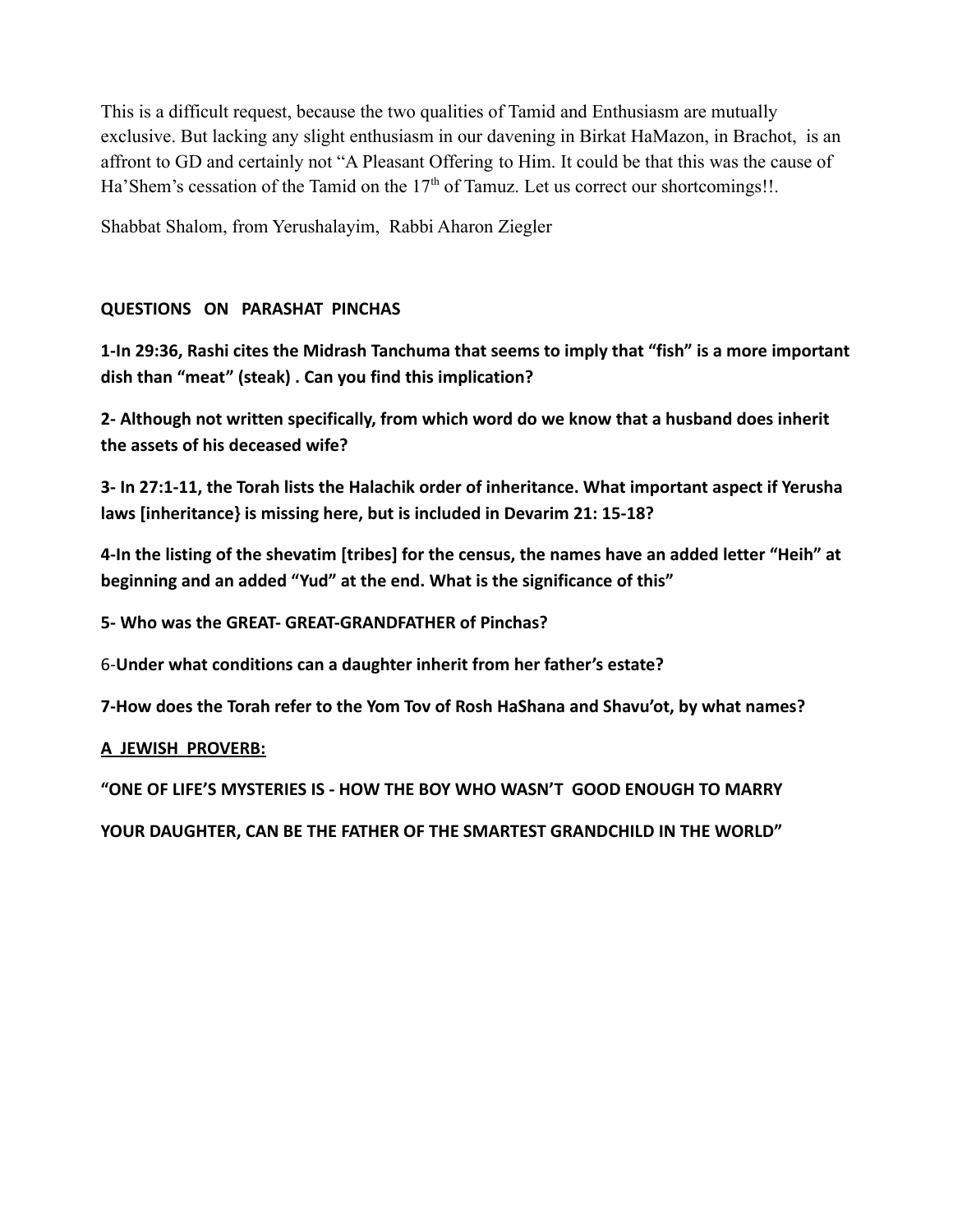This is a difficult request, because the two qualities of Tamid and Enthusiasm are mutually exclusive. But lacking any slight enthusiasm in our davening in Birkat HaMazon, in Brachot, is an affront to GD and certainly not "A Pleasant Offering to Him. It could be that this was the cause of Ha'Shem's cessation of the Tamid on the 17th of Tamuz. Let us correct our shortcomings!!.

Shabbat Shalom, from Yerushalayim, Rabbi Aharon Ziegler

**QUESTIONS ON PARASHAT PINCHAS**

**1-In 29:36, Rashi cites the Midrash Tanchuma that seems to imply that "fish" is a more important dish than "meat" (steak) . Can you find this implication?**

**2- Although not written specifically, from which word do we know that a husband does inherit the assets of his deceased wife?**

**3- In 27:1-11, the Torah lists the Halachik order of inheritance. What important aspect if Yerusha laws [inheritance} is missing here, but is included in Devarim 21: 15-18?**

**4-In the listing of the shevatim [tribes] for the census, the names have an added letter "Heih" at beginning and an added "Yud" at the end. What is the significance of this"**

**5- Who was the GREAT- GREAT-GRANDFATHER of Pinchas?**

6-**Under what conditions can a daughter inherit from her father's estate?**

**7-How does the Torah refer to the Yom Tov of Rosh HaShana and Shavu'ot, by what names?**

**<u>A JEWISH PROVERB:</u>**

**"ONE OF LIFE'S MYSTERIES IS - HOW THE BOY WHO WASN'T GOOD ENOUGH TO MARRY**

**YOUR DAUGHTER, CAN BE THE FATHER OF THE SMARTEST GRANDCHILD IN THE WORLD"**